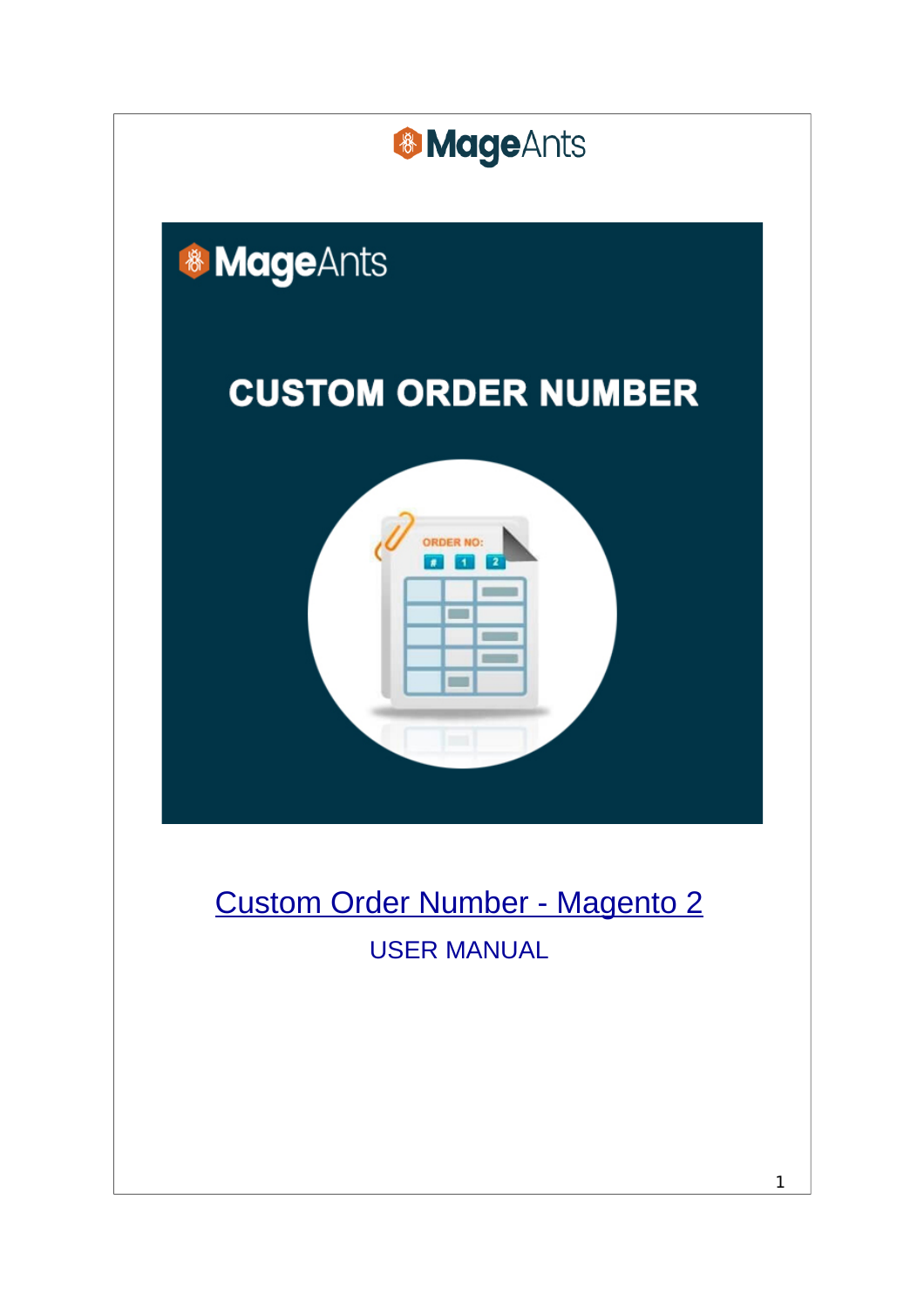MageAnts

# Custom Order Number - Magento 2

USER MANUAL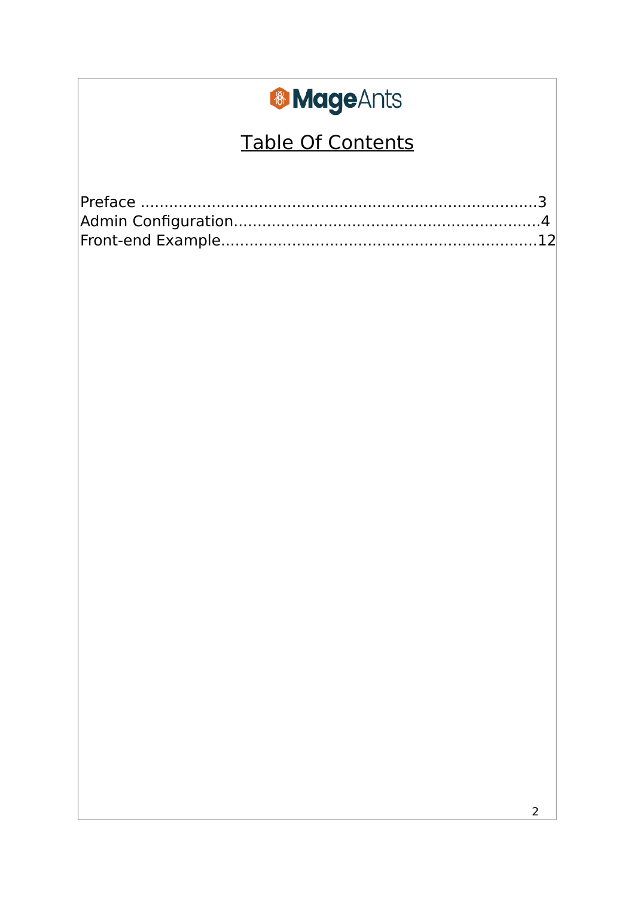MageAnts

# Table Of Contents

Preface ....................................................................................3
Admin Configuration.................................................................4
Front-end Example..................................................................12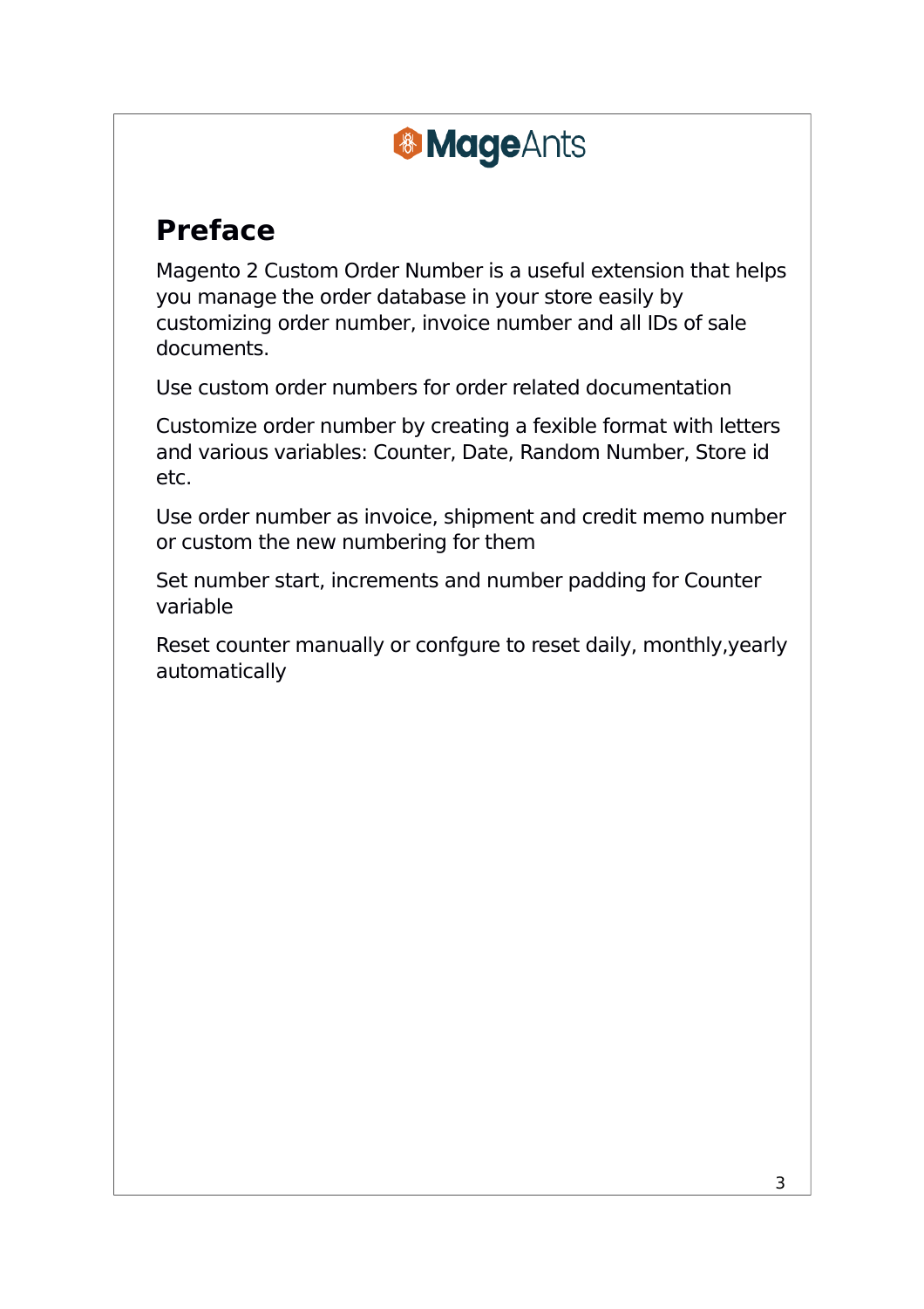MageAnts

# Preface

Magento 2 Custom Order Number is a useful extension that helps you manage the order database in your store easily by customizing order number, invoice number and all IDs of sale documents.

Use custom order numbers for order related documentation

Customize order number by creating a fexible format with letters and various variables: Counter, Date, Random Number, Store id etc.

Use order number as invoice, shipment and credit memo number or custom the new numbering for them

Set number start, increments and number padding for Counter variable

Reset counter manually or confgure to reset daily, monthly,yearly automatically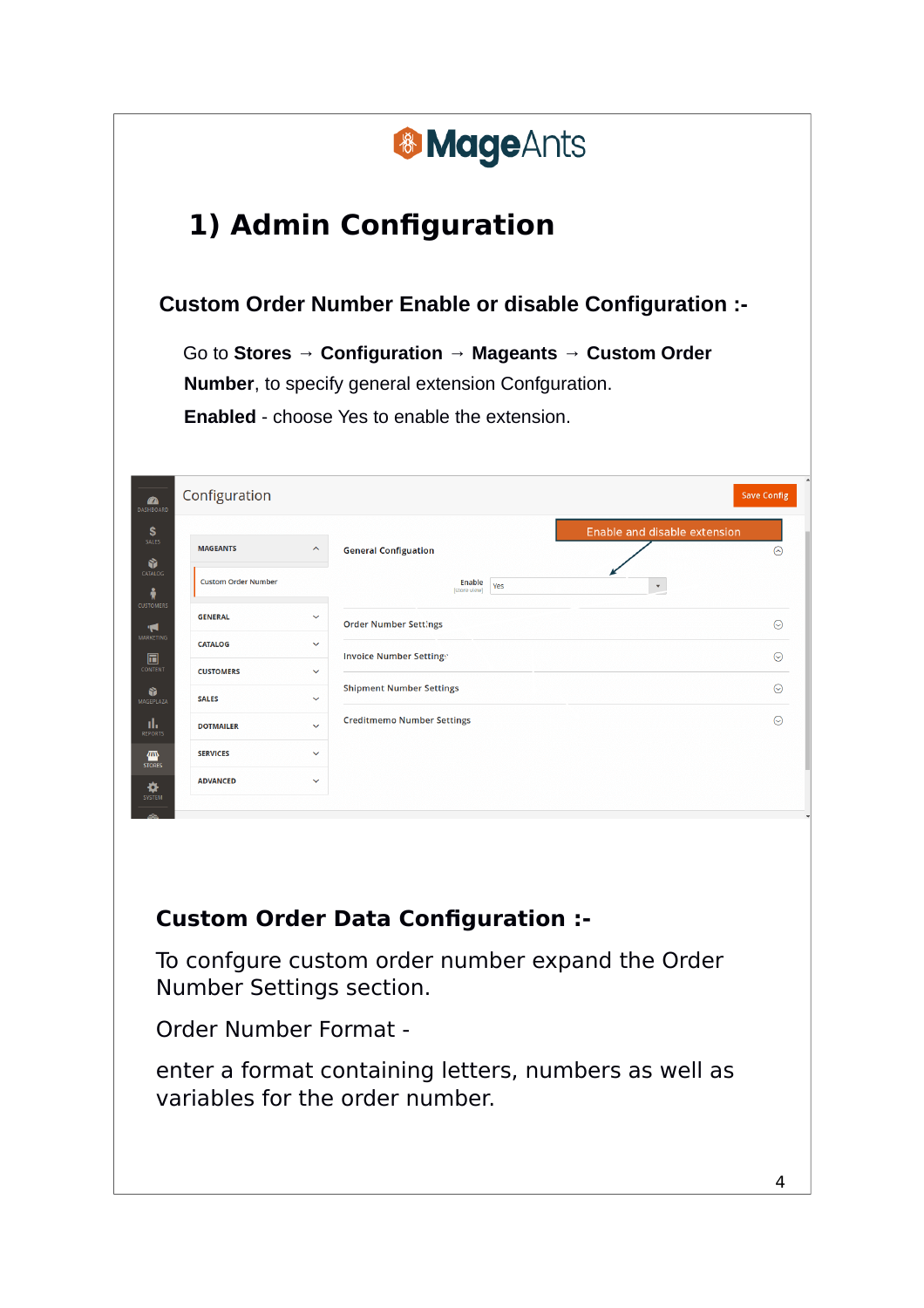# 1) Admin Configuration

### Custom Order Number Enable or disable Configuration :-

Go to **Stores** → **Configuration** → **Mageants** → **Custom Order Number**, to specify general extension Confguration.

**Enabled** - choose Yes to enable the extension.

### Custom Order Data Configuration :-

To confgure custom order number expand the Order Number Settings section.

Order Number Format -

enter a format containing letters, numbers as well as variables for the order number.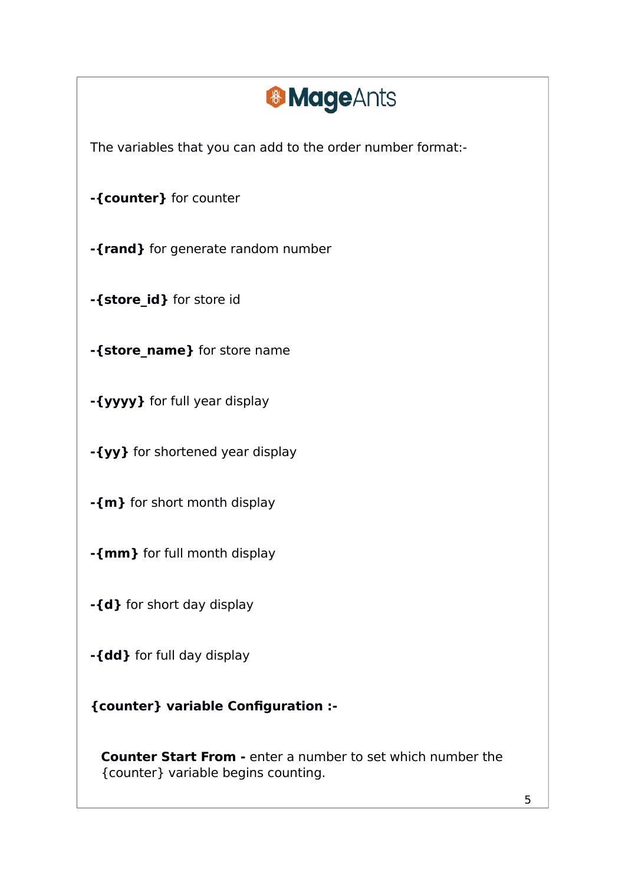The variables that you can add to the order number format:-

**-{counter}** for counter

**-{rand}** for generate random number

**-{store_id}** for store id

**-{store_name}** for store name

**-{yyyy}** for full year display

**-{yy}** for shortened year display

**-{m}** for short month display

**-{mm}** for full month display

**-{d}** for short day display

**-{dd}** for full day display

**{counter} variable Configuration :-**

**Counter Start From -** enter a number to set which number the {counter} variable begins counting.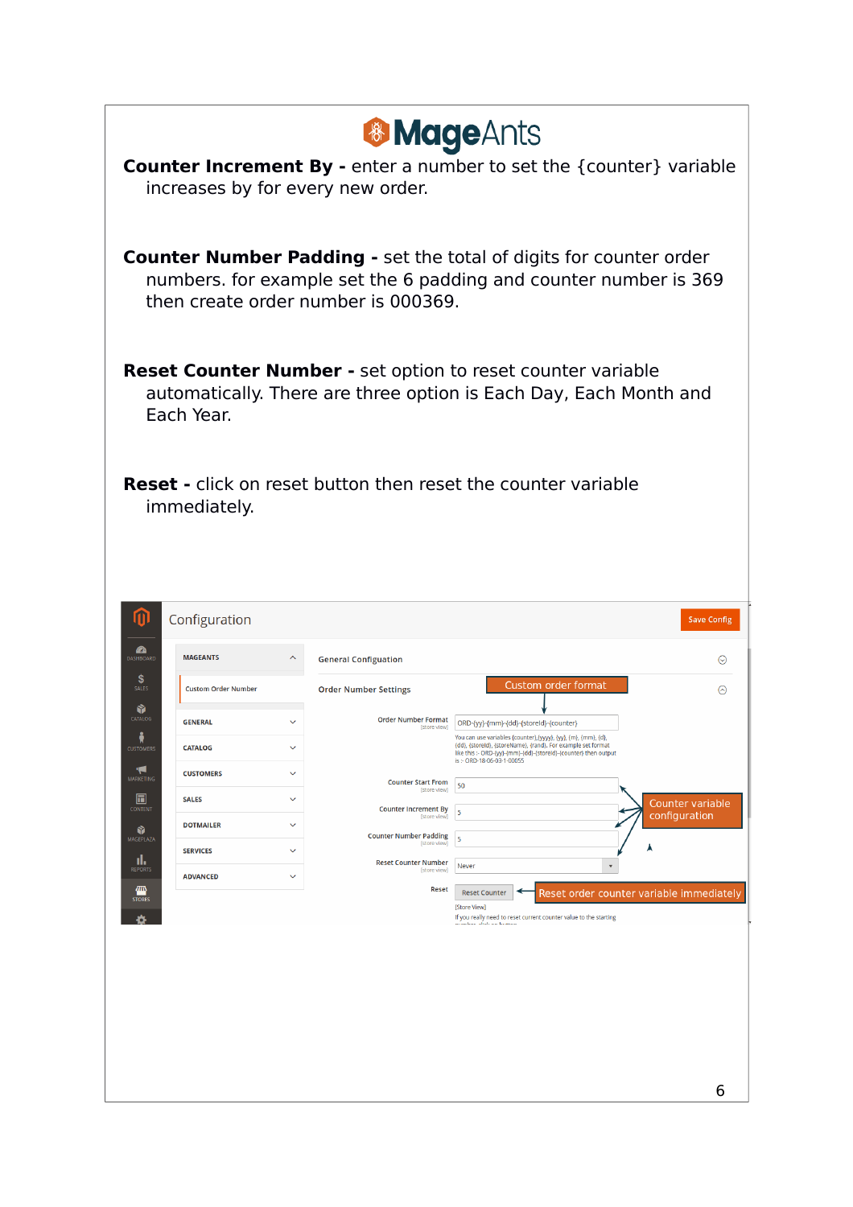**Counter Increment By -** enter a number to set the {counter} variable increases by for every new order.

**Counter Number Padding -** set the total of digits for counter order numbers. for example set the 6 padding and counter number is 369 then create order number is 000369.

**Reset Counter Number -** set option to reset counter variable automatically. There are three option is Each Day, Each Month and Each Year.

**Reset -** click on reset button then reset the counter variable immediately.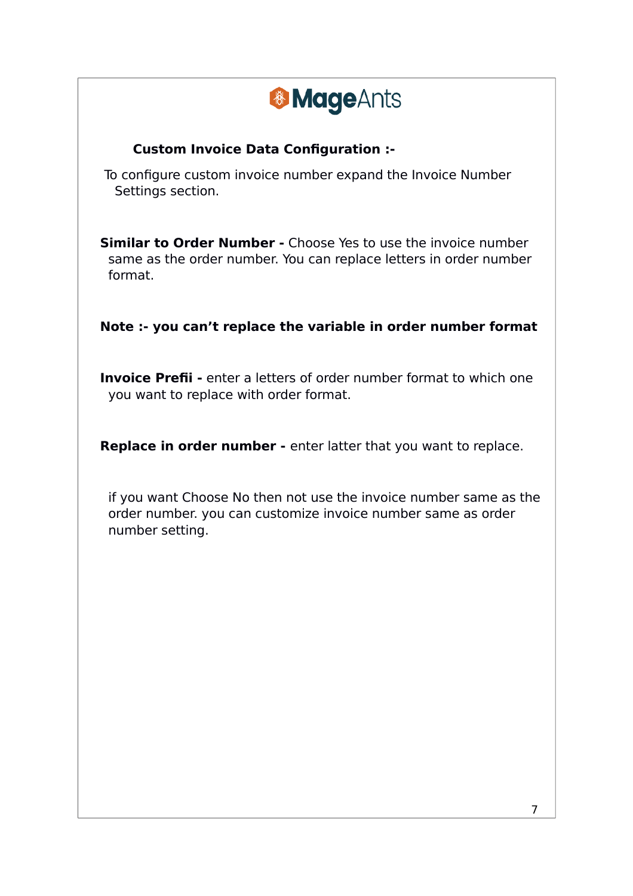**Custom Invoice Data Configuration :-**

To configure custom invoice number expand the Invoice Number Settings section.

**Similar to Order Number -** Choose Yes to use the invoice number same as the order number. You can replace letters in order number format.

**Note :- you can’t replace the variable in order number format**

**Invoice Prefii -** enter a letters of order number format to which one you want to replace with order format.

**Replace in order number -** enter latter that you want to replace.

if you want Choose No then not use the invoice number same as the order number. you can customize invoice number same as order number setting.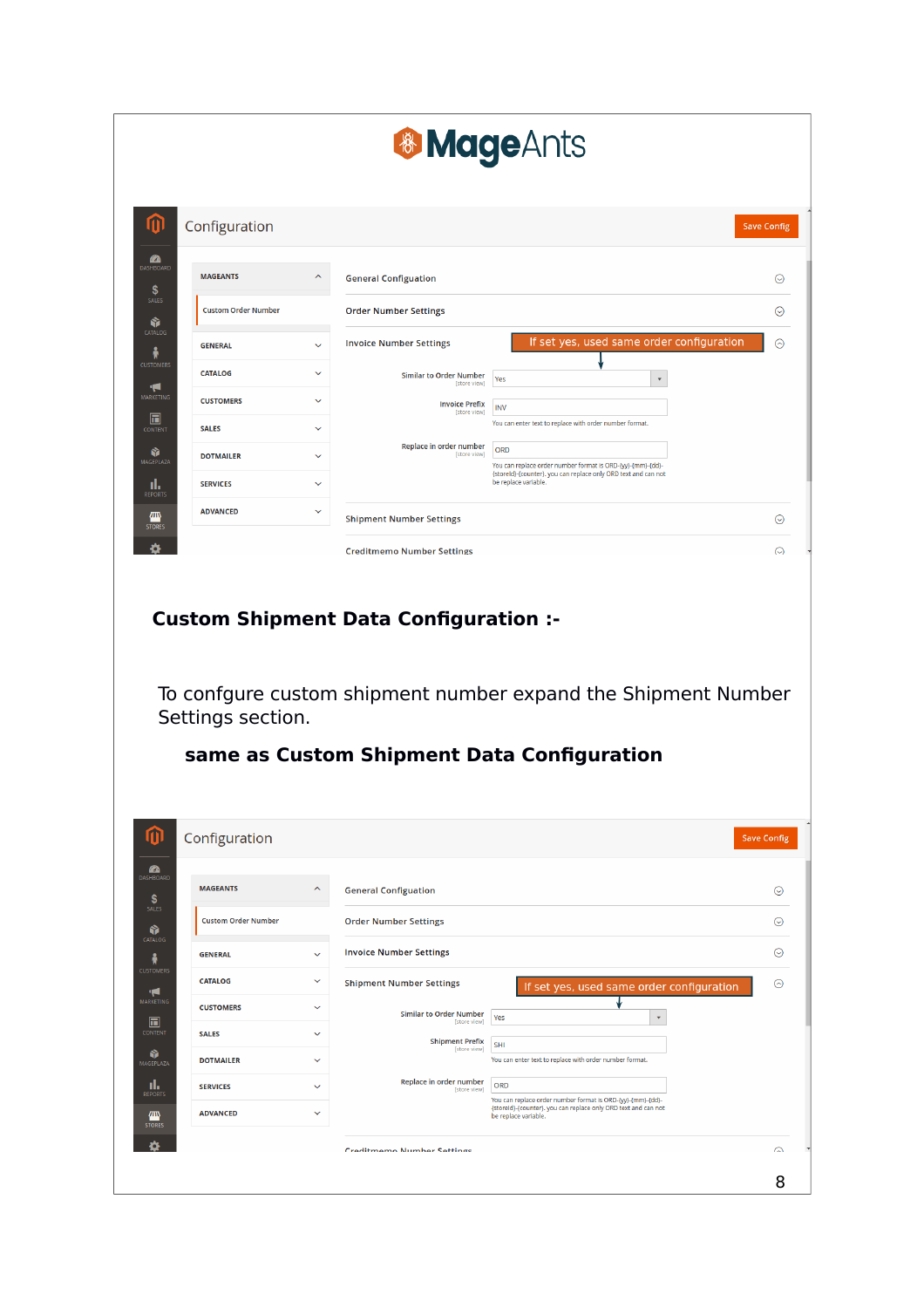## Custom Shipment Data Configuration :-

To confgure custom shipment number expand the Shipment Number Settings section.

**same as Custom Shipment Data Configuration**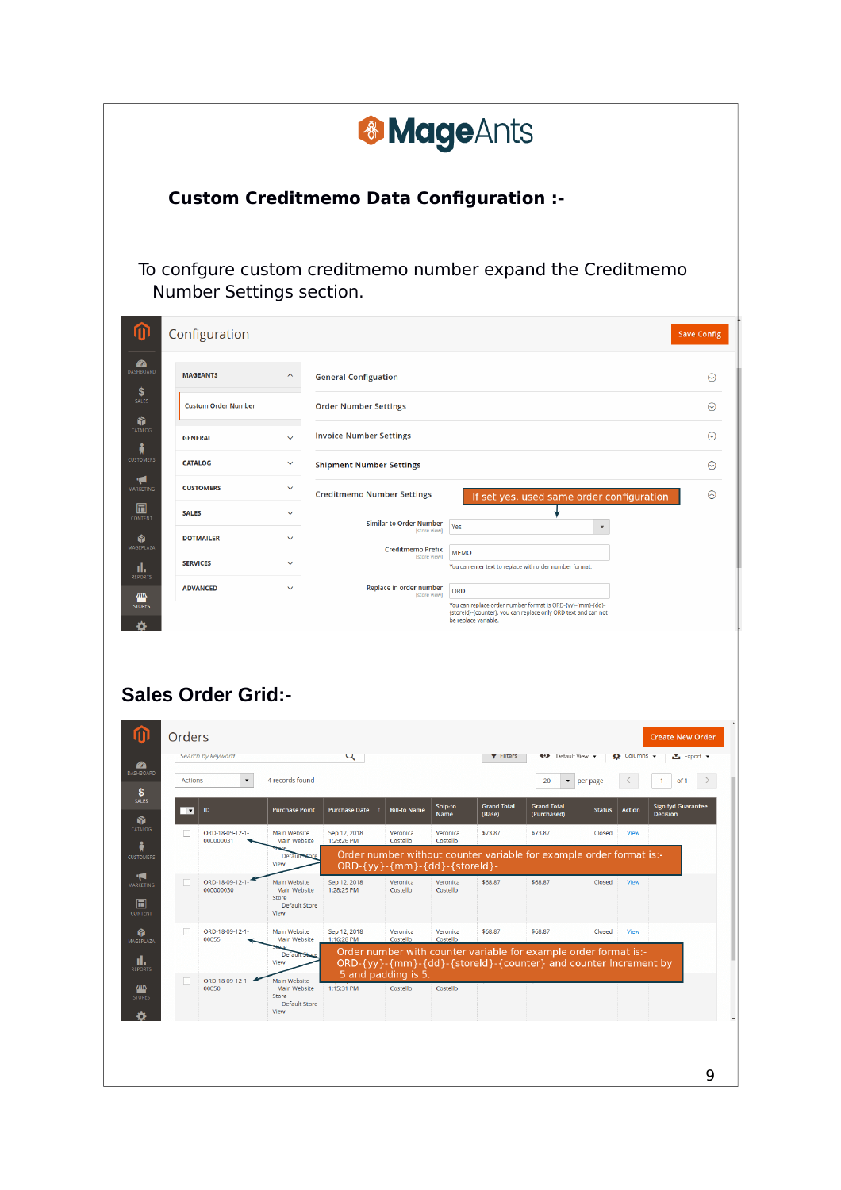# Custom Creditmemo Data Configuration :-

To confgure custom creditmemo number expand the Creditmemo Number Settings section.

Configuration

Save Config

MAGEANTS

Custom Order Number

GENERAL

CATALOG

CUSTOMERS

SALES

DOTMAILER

SERVICES

ADVANCED

General Configuation

Order Number Settings

Invoice Number Settings

Shipment Number Settings

Creditmemo Number Settings

If set yes, used same order configuration

Similar to Order Number [store view]: Yes

Creditmemo Prefix [store view]: MEMO

You can enter text to replace with order number format.

Replace in order number [store view]: ORD

You can replace order number format is ORD-{yy}-{mm}-{dd}-{storeId}-{counter}. you can replace only ORD text and can not be replace variable.

## Sales Order Grid:-

Orders

Create New Order

4 records found

| ID | Purchase Point | Purchase Date | Bill-to Name | Ship-to Name | Grand Total (Base) | Grand Total (Purchased) | Status | Action | Signifyd Guarantee Decision |
|---|---|---|---|---|---|---|---|---|---|
| ORD-18-09-12-1-000000031 | Main Website Main Website Store Default Store View | Sep 12, 2018 1:29:26 PM | Veronica Costello | Veronica Costello | $73.87 | $73.87 | Closed | View | |
| ORD-18-09-12-1-000000030 | Main Website Main Website Store Default Store View | Sep 12, 2018 1:28:29 PM | Veronica Costello | Veronica Costello | $68.87 | $68.87 | Closed | View | |
| ORD-18-09-12-1-00055 | Main Website Main Website Store Default Store View | Sep 12, 2018 1:16:28 PM | Veronica Costello | Veronica Costello | $68.87 | $68.87 | Closed | View | |
| ORD-18-09-12-1-00050 | Main Website Main Website Store Default Store View | 1:15:31 PM | Costello | Costello | | | | | |

Order number without counter variable for example order format is:- ORD-{yy}-{mm}-{dd}-{storeId}-

Order number with counter variable for example order format is:- ORD-{yy}-{mm}-{dd}-{storeId}-{counter} and counter Increment by 5 and padding is 5.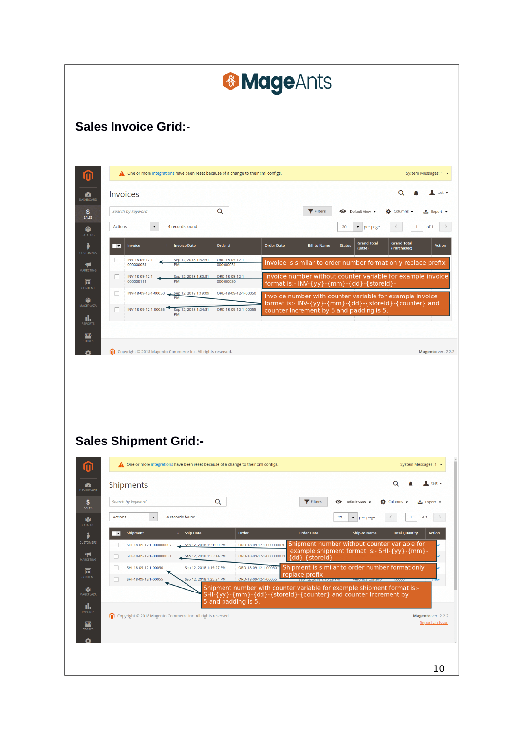# Sales Invoice Grid:-

One or more integrations have been reset because of a change to their xml configs.

System Messages: 1

Invoices

4 records found

| Invoice | Invoice Date | Order # | Order Date | Bill-to Name | Status | Grand Total (Base) | Grand Total (Purchased) | Action |
|---|---|---|---|---|---|---|---|---|
| INV-18-09-12-1-000000031 | Sep 12, 2018 1:32:51 PM | ORD-18-09-12-1-000000031 | | | | | | |
| INV-18-09-12-1-000000111 | Sep 12, 2018 1:30:31 PM | ORD-18-09-12-1-000000030 | | | | | | |
| INV-18-09-12-1-00050 | Sep 12, 2018 1:19:09 PM | ORD-18-09-12-1-00050 | | | | | | |
| INV-18-09-12-1-00055 | Sep 12, 2018 1:24:31 PM | ORD-18-09-12-1-00055 | | | | | | |

Invoice is similar to order number format only replace prefix

Invoice number without counter variable for example invoice format is:- INV-{yy}-{mm}-{dd}-{storeId}-

Invoice number with counter variable for example invoice format is:- INV-{yy}-{mm}-{dd}-{storeId}-{counter} and counter Increment by 5 and padding is 5.

Copyright © 2018 Magento Commerce Inc. All rights reserved. Magento ver. 2.2.2

# Sales Shipment Grid:-

One or more integrations have been reset because of a change to their xml configs.

System Messages: 1

Shipments

4 records found

| Shipment | Ship Date | Order | Order Date | Ship-to Name | Total Quantity | Action |
|---|---|---|---|---|---|---|
| SHI-18-09-12-1-000000007 | Sep 12, 2018 1:31:00 PM | ORD-18-09-12-1-000000030 | | | | |
| SHI-18-09-12-1-000000031 | Sep 12, 2018 1:33:14 PM | ORD-18-09-12-1-000000031 | | | | |
| SHI-18-09-12-1-00050 | Sep 12, 2018 1:19:27 PM | ORD-18-09-12-1-00050 | | | | |
| SHI-18-09-12-1-00055 | Sep 12, 2018 1:25:34 PM | ORD-18-09-12-1-00055 | | | | |

Shipment number without counter variable for example shipment format is:- SHI-{yy}-{mm}-{dd}-{storeId}-

Shipment is similar to order number format only replace prefix

Shipment number with counter variable for example shipment format is:- SHI-{yy}-{mm}-{dd}-{storeId}-{counter} and counter Increment by 5 and padding is 5.

Copyright © 2018 Magento Commerce Inc. All rights reserved. Magento ver. 2.2.2

Report an Issue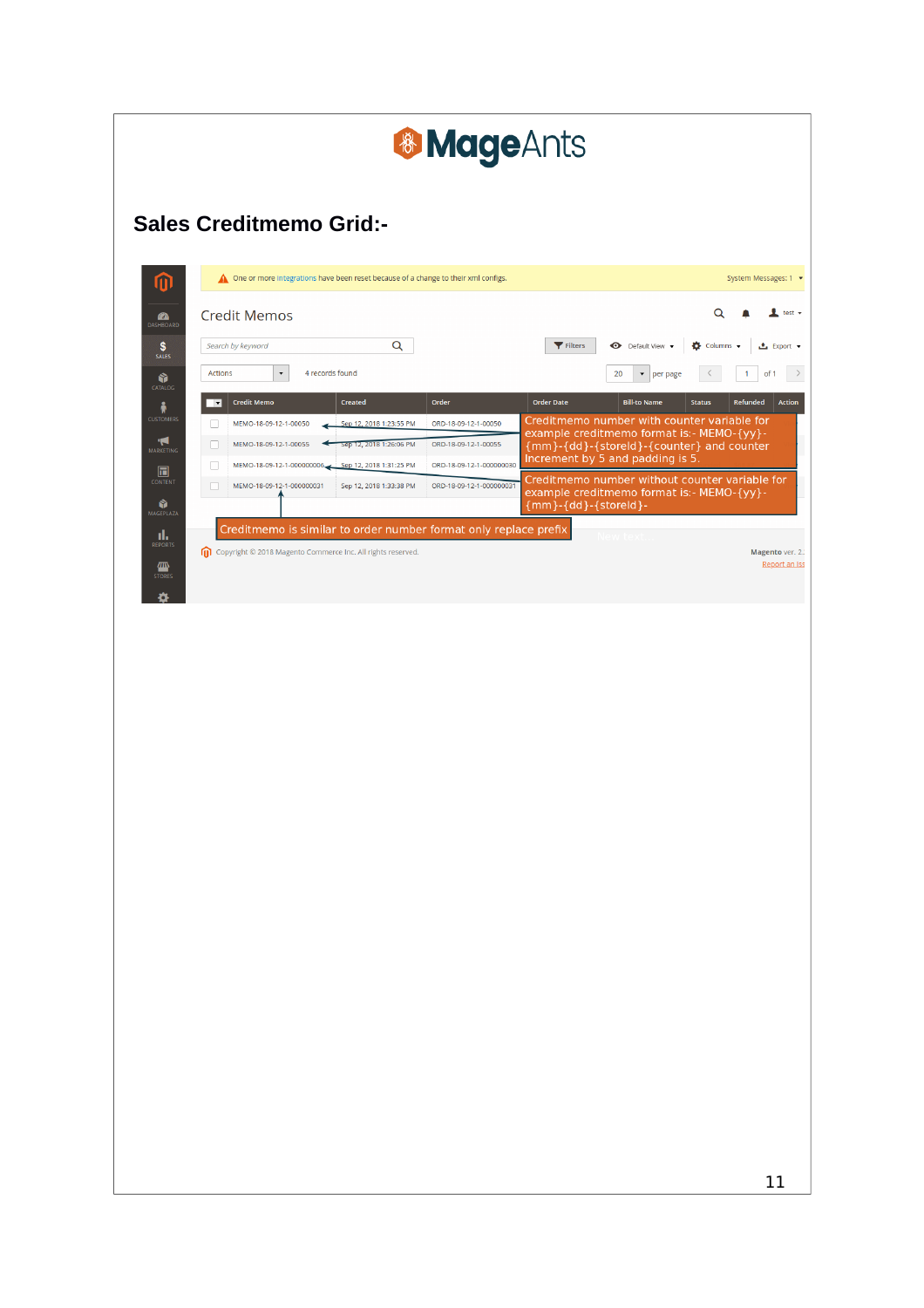# Sales Creditmemo Grid:-

One or more integrations have been reset because of a change to their xml configs.

System Messages: 1

## Credit Memos

Search by keyword

Filters | Default View | Columns | Export

Actions | 4 records found | 20 per page | 1 of 1

| Credit Memo | Created | Order | Order Date | Bill-to Name | Status | Refunded | Action |
|---|---|---|---|---|---|---|---|
| MEMO-18-09-12-1-00050 | Sep 12, 2018 1:23:55 PM | ORD-18-09-12-1-00050 | | | | | |
| MEMO-18-09-12-1-00055 | Sep 12, 2018 1:26:06 PM | ORD-18-09-12-1-00055 | | | | | |
| MEMO-18-09-12-1-000000006 | Sep 12, 2018 1:31:25 PM | ORD-18-09-12-1-000000030 | | | | | |
| MEMO-18-09-12-1-000000031 | Sep 12, 2018 1:33:38 PM | ORD-18-09-12-1-000000031 | | | | | |

Creditmemo number with counter variable for example creditmemo format is:- MEMO-{yy}-{mm}-{dd}-{storeId}-{counter} and counter Increment by 5 and padding is 5.

Creditmemo number without counter variable for example creditmemo format is:- MEMO-{yy}-{mm}-{dd}-{storeId}-

Creditmemo is similar to order number format only replace prefix

Copyright © 2018 Magento Commerce Inc. All rights reserved.

Magento ver. 2.

Report an Issue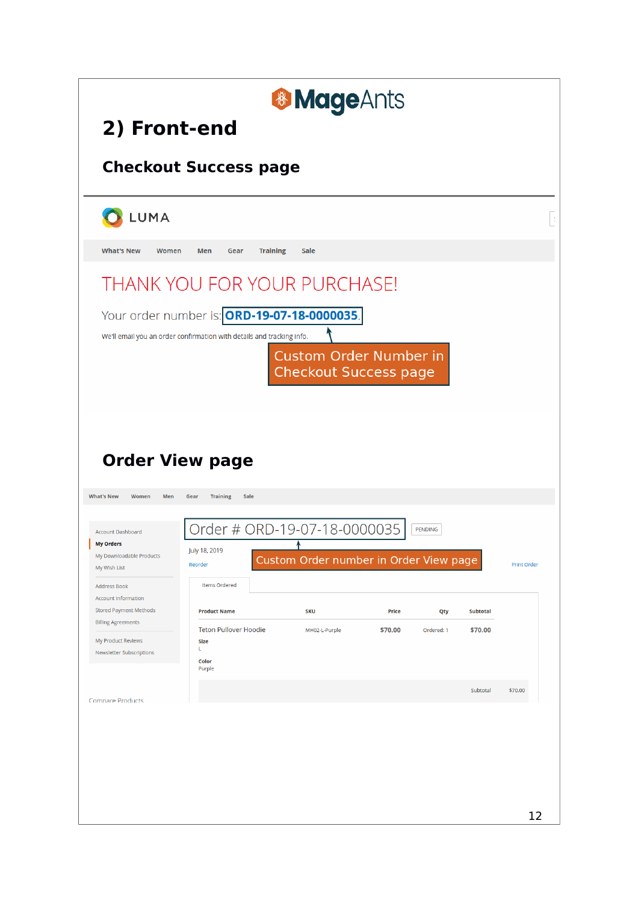## 2) Front-end

### Checkout Success page

LUMA

What's New Women Men Gear Training Sale

THANK YOU FOR YOUR PURCHASE!

Your order number is: ORD-19-07-18-0000035.

We'll email you an order confirmation with details and tracking info.

Custom Order Number in Checkout Success page

### Order View page

What's New Women Men Gear Training Sale

Account Dashboard
My Orders
My Downloadable Products
My Wish List

Address Book
Account Information
Stored Payment Methods
Billing Agreements

My Product Reviews
Newsletter Subscriptions

Compare Products

Order # ORD-19-07-18-0000035 PENDING

July 18, 2019

Reorder

Custom Order number in Order View page

Print Order

Items Ordered

| Product Name | SKU | Price | Qty | Subtotal |
|---|---|---|---|---|
| Teton Pullover Hoodie<br>Size<br>L<br>Color<br>Purple | MH02-L-Purple | $70.00 | Ordered: 1 | $70.00 |

Subtotal $70.00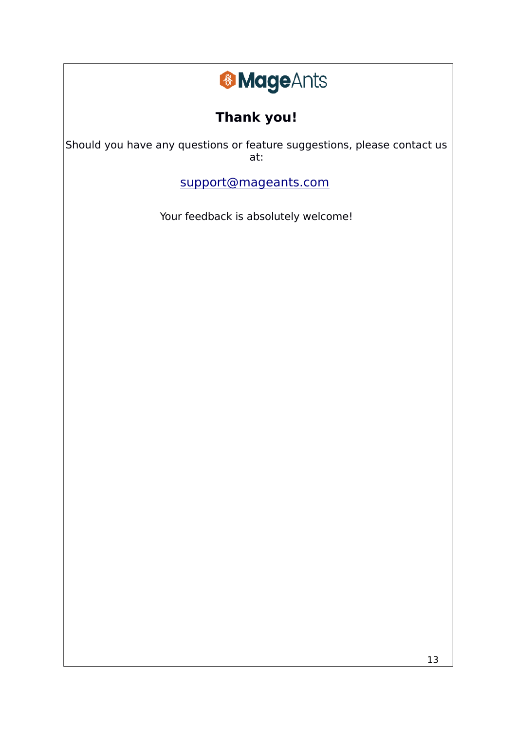MageAnts

# Thank you!

Should you have any questions or feature suggestions, please contact us at:

support@mageants.com

Your feedback is absolutely welcome!